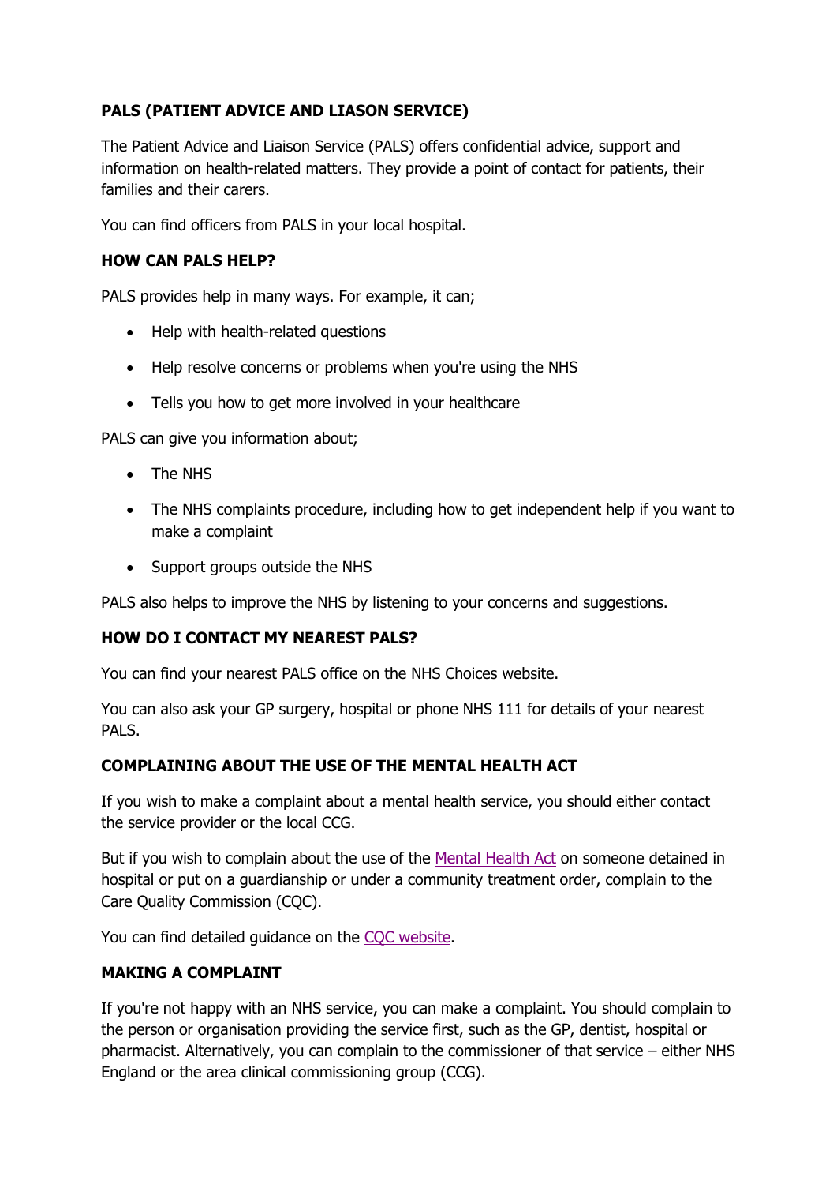## PALS (PATIENT ADVICE AND LIASON SERVICE)

The Patient Advice and Liaison Service (PALS) offers confidential advice, support and information on health-related matters. They provide a point of contact for patients, their families and their carers.

You can find officers from PALS in your local hospital.

## HOW CAN PALS HELP?

PALS provides help in many ways. For example, it can;

- Help with health-related questions
- Help resolve concerns or problems when you're using the NHS
- Tells you how to get more involved in your healthcare

PALS can give you information about;

- The NHS
- The NHS complaints procedure, including how to get independent help if you want to make a complaint
- Support groups outside the NHS

PALS also helps to improve the NHS by listening to your concerns and suggestions.

## HOW DO I CONTACT MY NEAREST PALS?

You can find your nearest PALS office on the NHS Choices website.

You can also ask your GP surgery, hospital or phone NHS 111 for details of your nearest PALS.

## COMPLAINING ABOUT THE USE OF THE MENTAL HEALTH ACT

If you wish to make a complaint about a mental health service, you should either contact the service provider or the local CCG.

But if you wish to complain about the use of the Mental Health Act on someone detained in hospital or put on a guardianship or under a community treatment order, complain to the Care Quality Commission (CQC).

You can find detailed guidance on the CQC website.

## MAKING A COMPLAINT

If you're not happy with an NHS service, you can make a complaint. You should complain to the person or organisation providing the service first, such as the GP, dentist, hospital or pharmacist. Alternatively, you can complain to the commissioner of that service – either NHS England or the area clinical commissioning group (CCG).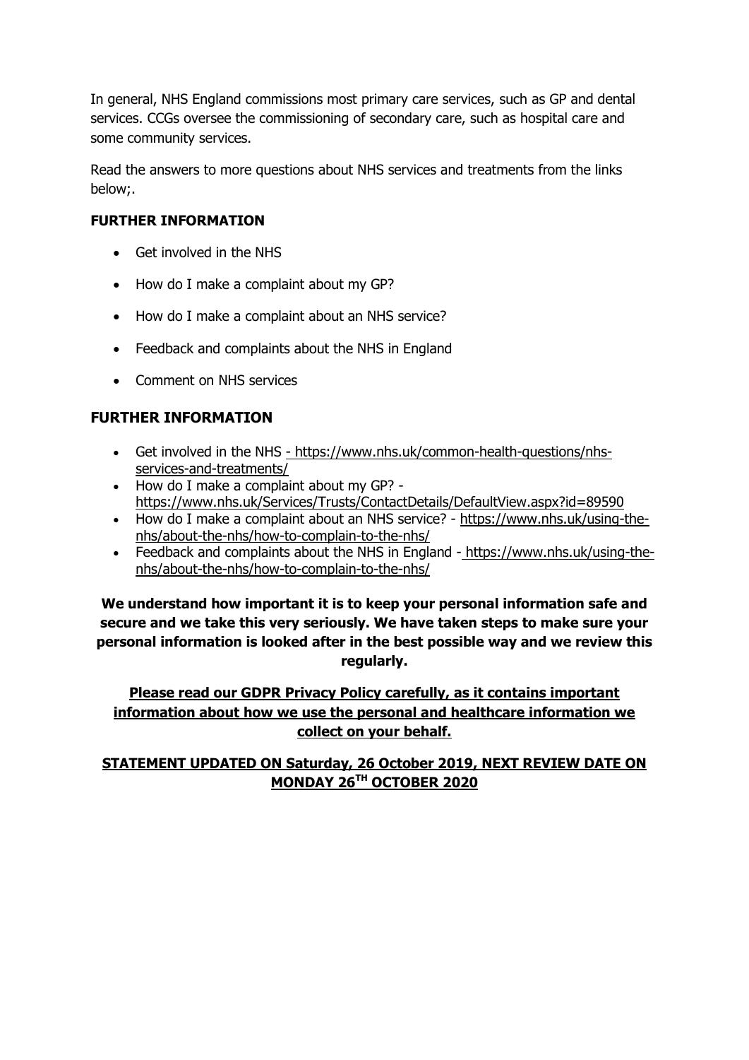In general, NHS England commissions most primary care services, such as GP and dental services. CCGs oversee the commissioning of secondary care, such as hospital care and some community services.

Read the answers to more questions about NHS services and treatments from the links below;.

**FURTHER INFORMATION**

- Get involved in the NHS
- How do I make a complaint about my GP?
- How do I make a complaint about an NHS service?
- Feedback and complaints about the NHS in England
- Comment on NHS services

**FURTHER INFORMATION**

- Get involved in the NHS - https://www.nhs.uk/common-health-questions/nhs-services-and-treatments/
- How do I make a complaint about my GP? - https://www.nhs.uk/Services/Trusts/ContactDetails/DefaultView.aspx?id=89590
- How do I make a complaint about an NHS service? - https://www.nhs.uk/using-the-nhs/about-the-nhs/how-to-complain-to-the-nhs/
- Feedback and complaints about the NHS in England - https://www.nhs.uk/using-the-nhs/about-the-nhs/how-to-complain-to-the-nhs/

**We understand how important it is to keep your personal information safe and secure and we take this very seriously. We have taken steps to make sure your personal information is looked after in the best possible way and we review this regularly.**

**Please read our GDPR Privacy Policy carefully, as it contains important information about how we use the personal and healthcare information we collect on your behalf.**

**STATEMENT UPDATED ON Saturday, 26 October 2019, NEXT REVIEW DATE ON MONDAY 26TH OCTOBER 2020**